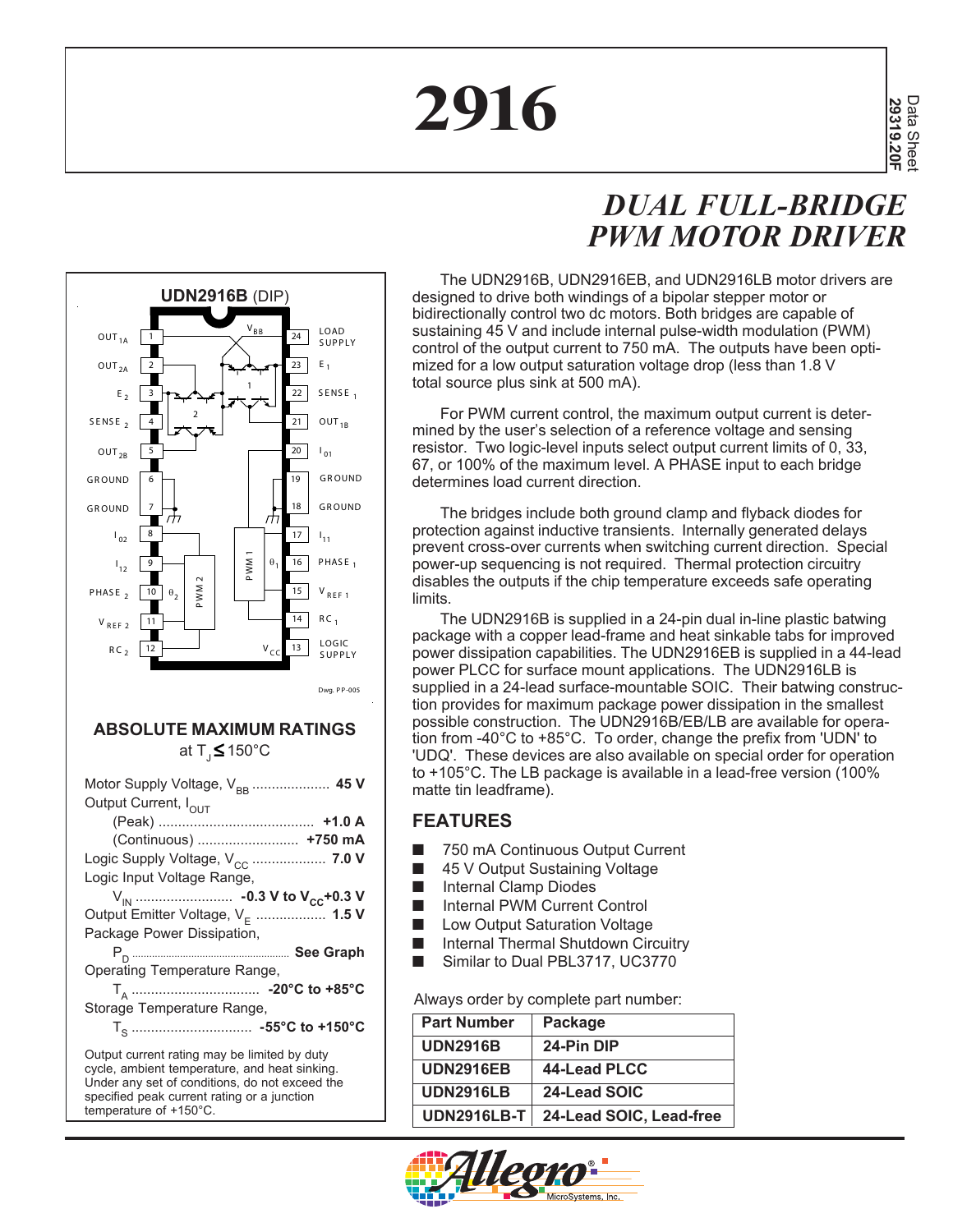# 2916

Data Sheet
29319.20F

## *DUAL FULL-BRIDGE PWM MOTOR DRIVER*

The UDN2916B, UDN2916EB, and UDN2916LB motor drivers are designed to drive both windings of a bipolar stepper motor or bidirectionally control two dc motors. Both bridges are capable of sustaining 45 V and include internal pulse-width modulation (PWM) control of the output current to 750 mA. The outputs have been optimized for a low output saturation voltage drop (less than 1.8 V total source plus sink at 500 mA).

For PWM current control, the maximum output current is determined by the user's selection of a reference voltage and sensing resistor. Two logic-level inputs select output current limits of 0, 33, 67, or 100% of the maximum level. A PHASE input to each bridge determines load current direction.

The bridges include both ground clamp and flyback diodes for protection against inductive transients. Internally generated delays prevent cross-over currents when switching current direction. Special power-up sequencing is not required. Thermal protection circuitry disables the outputs if the chip temperature exceeds safe operating limits.

The UDN2916B is supplied in a 24-pin dual in-line plastic batwing package with a copper lead-frame and heat sinkable tabs for improved power dissipation capabilities. The UDN2916EB is supplied in a 44-lead power PLCC for surface mount applications. The UDN2916LB is supplied in a 24-lead surface-mountable SOIC. Their batwing construction provides for maximum package power dissipation in the smallest possible construction. The UDN2916B/EB/LB are available for operation from -40°C to +85°C. To order, change the prefix from 'UDN' to 'UDQ'. These devices are also available on special order for operation to +105°C. The LB package is available in a lead-free version (100% matte tin leadframe).

### UDN2916B (DIP)

| Pin | Function | Pin | Function |
|---|---|---|---|
| 1 | $OUT_{1A}$ | 24 | LOAD SUPPLY ($V_{BB}$) |
| 2 | $OUT_{2A}$ | 23 | $E_1$ |
| 3 | $E_2$ | 22 | $SENSE_1$ |
| 4 | $SENSE_2$ | 21 | $OUT_{1B}$ |
| 5 | $OUT_{2B}$ | 20 | $I_{01}$ |
| 6 | GROUND | 19 | GROUND |
| 7 | GROUND | 18 | GROUND |
| 8 | $I_{02}$ | 17 | $I_{11}$ |
| 9 | $I_{12}$ | 16 | $PHASE_1$ |
| 10 | $PHASE_2$ | 15 | $V_{REF\,1}$ |
| 11 | $V_{REF\,2}$ | 14 | $RC_1$ |
| 12 | $RC_2$ | 13 | LOGIC SUPPLY ($V_{CC}$) |

Dwg. PP-005

## ABSOLUTE MAXIMUM RATINGS

at $T_J \leq 150°C$

Motor Supply Voltage, $V_{BB}$ .................... **45 V**

Output Current, $I_{OUT}$

(Peak) ........................................ **+1.0 A**

(Continuous) .......................... **+750 mA**

Logic Supply Voltage, $V_{CC}$ ................... **7.0 V**

Logic Input Voltage Range,

$V_{IN}$ ......................... **-0.3 V to $V_{CC}$+0.3 V**

Output Emitter Voltage, $V_E$ .................. **1.5 V**

Package Power Dissipation,

$P_D$ ........................................ **See Graph**

Operating Temperature Range,

$T_A$ ................................. **-20°C to +85°C**

Storage Temperature Range,

$T_S$ ............................... **-55°C to +150°C**

Output current rating may be limited by duty cycle, ambient temperature, and heat sinking. Under any set of conditions, do not exceed the specified peak current rating or a junction temperature of +150°C.

## FEATURES

- 750 mA Continuous Output Current
- 45 V Output Sustaining Voltage
- Internal Clamp Diodes
- Internal PWM Current Control
- Low Output Saturation Voltage
- Internal Thermal Shutdown Circuitry
- Similar to Dual PBL3717, UC3770

Always order by complete part number:

| Part Number | Package |
|---|---|
| **UDN2916B** | **24-Pin DIP** |
| **UDN2916EB** | **44-Lead PLCC** |
| **UDN2916LB** | **24-Lead SOIC** |
| **UDN2916LB-T** | **24-Lead SOIC, Lead-free** |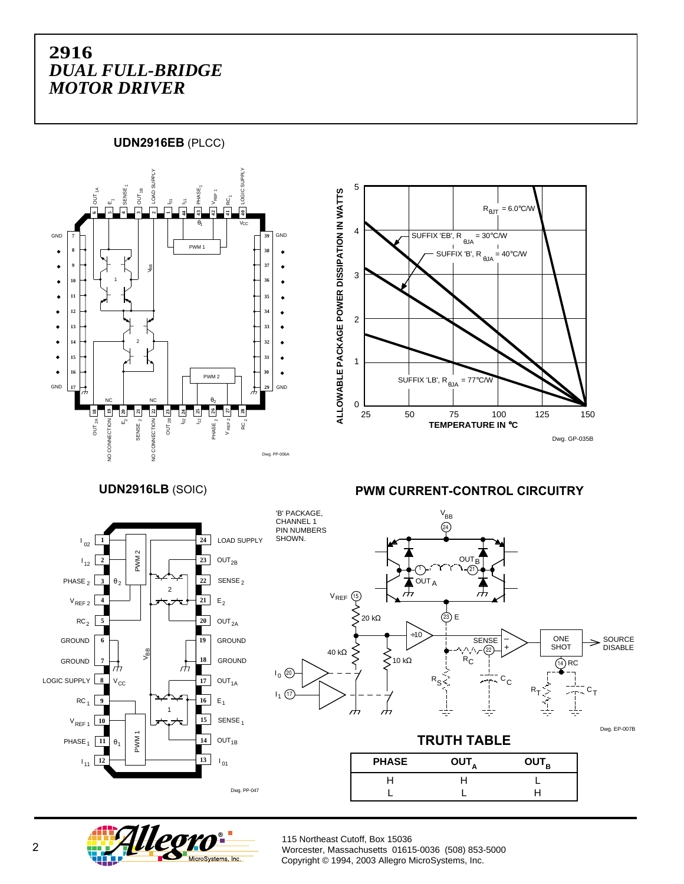# 2916
# *DUAL FULL-BRIDGE MOTOR DRIVER*

**UDN2916EB** (PLCC)

Dwg. PP-006A

Dwg. GP-035B

**UDN2916LB** (SOIC)

Dwg. PP-047

## PWM CURRENT-CONTROL CIRCUITRY

'B' PACKAGE, CHANNEL 1 PIN NUMBERS SHOWN.

Dwg. EP-007B

## TRUTH TABLE

| PHASE | $OUT_A$ | $OUT_B$ |
|---|---|---|
| H | H | L |
| L | L | H |

115 Northeast Cutoff, Box 15036
Worcester, Massachusetts 01615-0036 (508) 853-5000
Copyright © 1994, 2003 Allegro MicroSystems, Inc.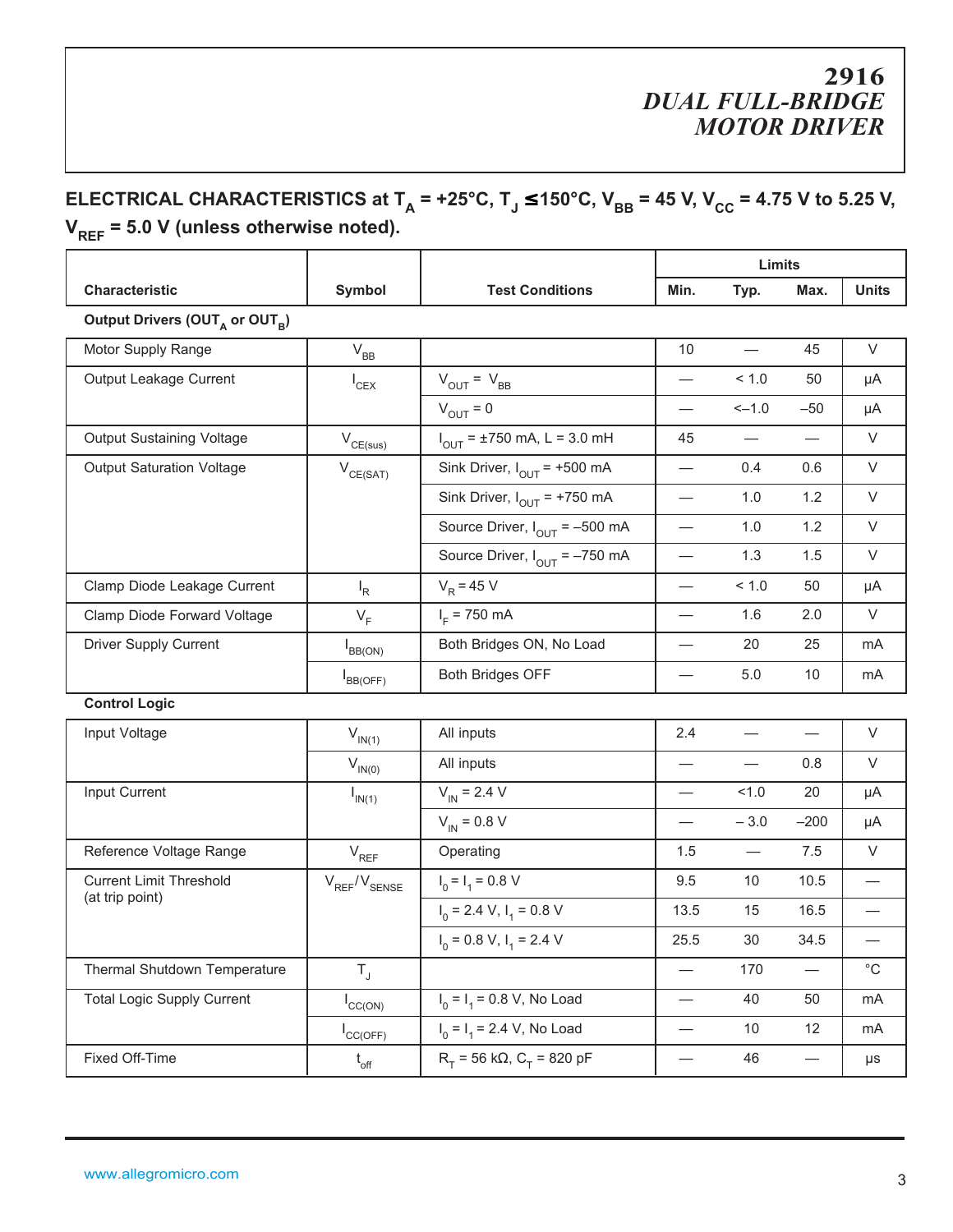## ELECTRICAL CHARACTERISTICS at $T_A$ = +25°C, $T_J$ ≤150°C, $V_{BB}$ = 45 V, $V_{CC}$ = 4.75 V to 5.25 V, $V_{REF}$ = 5.0 V (unless otherwise noted).

| Characteristic | Symbol | Test Conditions | Limits | | | Units |
|---|---|---|---|---|---|---|
| | | | Min. | Typ. | Max. | |
| **Output Drivers ($OUT_A$ or $OUT_B$)** | | | | | | |
| Motor Supply Range | $V_{BB}$ | | 10 | — | 45 | V |
| Output Leakage Current | $I_{CEX}$ | $V_{OUT} = V_{BB}$ | — | < 1.0 | 50 | μA |
| | | $V_{OUT}$ = 0 | — | <–1.0 | –50 | μA |
| Output Sustaining Voltage | $V_{CE(sus)}$ | $I_{OUT}$ = ±750 mA, L = 3.0 mH | 45 | — | — | V |
| Output Saturation Voltage | $V_{CE(SAT)}$ | Sink Driver, $I_{OUT}$ = +500 mA | — | 0.4 | 0.6 | V |
| | | Sink Driver, $I_{OUT}$ = +750 mA | — | 1.0 | 1.2 | V |
| | | Source Driver, $I_{OUT}$ = –500 mA | — | 1.0 | 1.2 | V |
| | | Source Driver, $I_{OUT}$ = –750 mA | — | 1.3 | 1.5 | V |
| Clamp Diode Leakage Current | $I_R$ | $V_R$ = 45 V | — | < 1.0 | 50 | μA |
| Clamp Diode Forward Voltage | $V_F$ | $I_F$ = 750 mA | — | 1.6 | 2.0 | V |
| Driver Supply Current | $I_{BB(ON)}$ | Both Bridges ON, No Load | — | 20 | 25 | mA |
| | $I_{BB(OFF)}$ | Both Bridges OFF | — | 5.0 | 10 | mA |
| **Control Logic** | | | | | | |
| Input Voltage | $V_{IN(1)}$ | All inputs | 2.4 | — | — | V |
| | $V_{IN(0)}$ | All inputs | — | — | 0.8 | V |
| Input Current | $I_{IN(1)}$ | $V_{IN}$ = 2.4 V | — | <1.0 | 20 | μA |
| | | $V_{IN}$ = 0.8 V | — | – 3.0 | –200 | μA |
| Reference Voltage Range | $V_{REF}$ | Operating | 1.5 | — | 7.5 | V |
| Current Limit Threshold (at trip point) | $V_{REF}/V_{SENSE}$ | $I_0 = I_1$ = 0.8 V | 9.5 | 10 | 10.5 | — |
| | | $I_0$ = 2.4 V, $I_1$ = 0.8 V | 13.5 | 15 | 16.5 | — |
| | | $I_0$ = 0.8 V, $I_1$ = 2.4 V | 25.5 | 30 | 34.5 | — |
| Thermal Shutdown Temperature | $T_J$ | | — | 170 | — | °C |
| Total Logic Supply Current | $I_{CC(ON)}$ | $I_0 = I_1$ = 0.8 V, No Load | — | 40 | 50 | mA |
| | $I_{CC(OFF)}$ | $I_0 = I_1$ = 2.4 V, No Load | — | 10 | 12 | mA |
| Fixed Off-Time | $t_{off}$ | $R_T$ = 56 kΩ, $C_T$ = 820 pF | — | 46 | — | μs |

www.allegromicro.com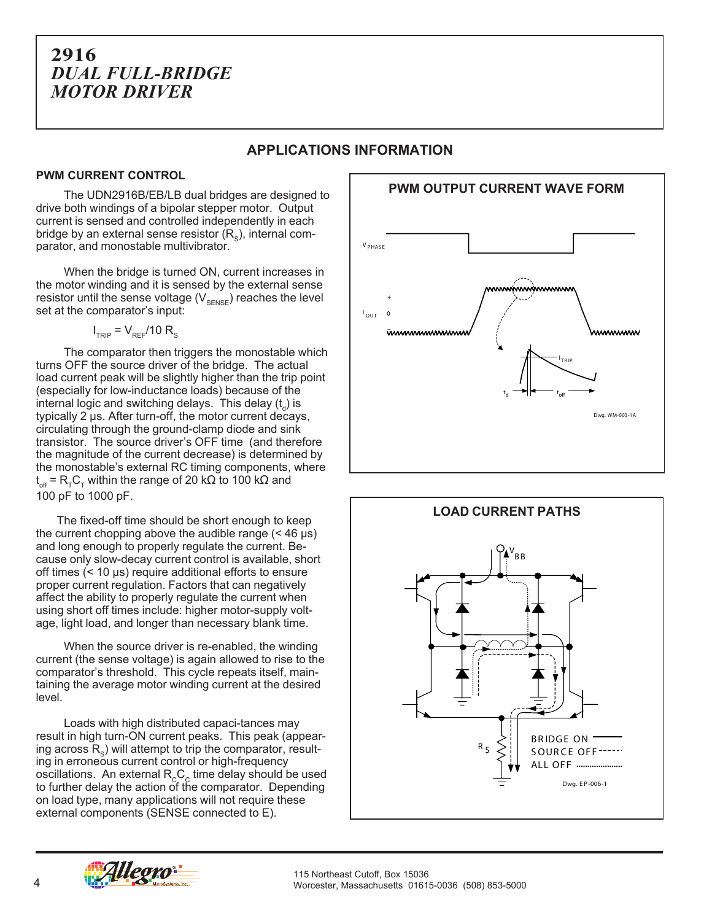# 2916
# *DUAL FULL-BRIDGE MOTOR DRIVER*

## APPLICATIONS INFORMATION

### PWM CURRENT CONTROL

The UDN2916B/EB/LB dual bridges are designed to drive both windings of a bipolar stepper motor. Output current is sensed and controlled independently in each bridge by an external sense resistor ($R_S$), internal comparator, and monostable multivibrator.

When the bridge is turned ON, current increases in the motor winding and it is sensed by the external sense resistor until the sense voltage ($V_{SENSE}$) reaches the level set at the comparator's input:

$$I_{TRIP} = V_{REF}/10\ R_S$$

The comparator then triggers the monostable which turns OFF the source driver of the bridge. The actual load current peak will be slightly higher than the trip point (especially for low-inductance loads) because of the internal logic and switching delays. This delay ($t_d$) is typically 2 µs. After turn-off, the motor current decays, circulating through the ground-clamp diode and sink transistor. The source driver's OFF time (and therefore the magnitude of the current decrease) is determined by the monostable's external RC timing components, where $t_{off} = R_T C_T$ within the range of 20 kΩ to 100 kΩ and 100 pF to 1000 pF.

The fixed-off time should be short enough to keep the current chopping above the audible range (< 46 µs) and long enough to properly regulate the current. Because only slow-decay current control is available, short off times (< 10 µs) require additional efforts to ensure proper current regulation. Factors that can negatively affect the ability to properly regulate the current when using short off times include: higher motor-supply voltage, light load, and longer than necessary blank time.

When the source driver is re-enabled, the winding current (the sense voltage) is again allowed to rise to the comparator's threshold. This cycle repeats itself, maintaining the average motor winding current at the desired level.

Loads with high distributed capaci-tances may result in high turn-ON current peaks. This peak (appearing across $R_S$) will attempt to trip the comparator, resulting in erroneous current control or high-frequency oscillations. An external $R_C C_C$ time delay should be used to further delay the action of the comparator. Depending on load type, many applications will not require these external components (SENSE connected to E).

**PWM OUTPUT CURRENT WAVE FORM**

Dwg. WM-003-1A

**LOAD CURRENT PATHS**

BRIDGE ON
SOURCE OFF
ALL OFF

Dwg. EP-006-1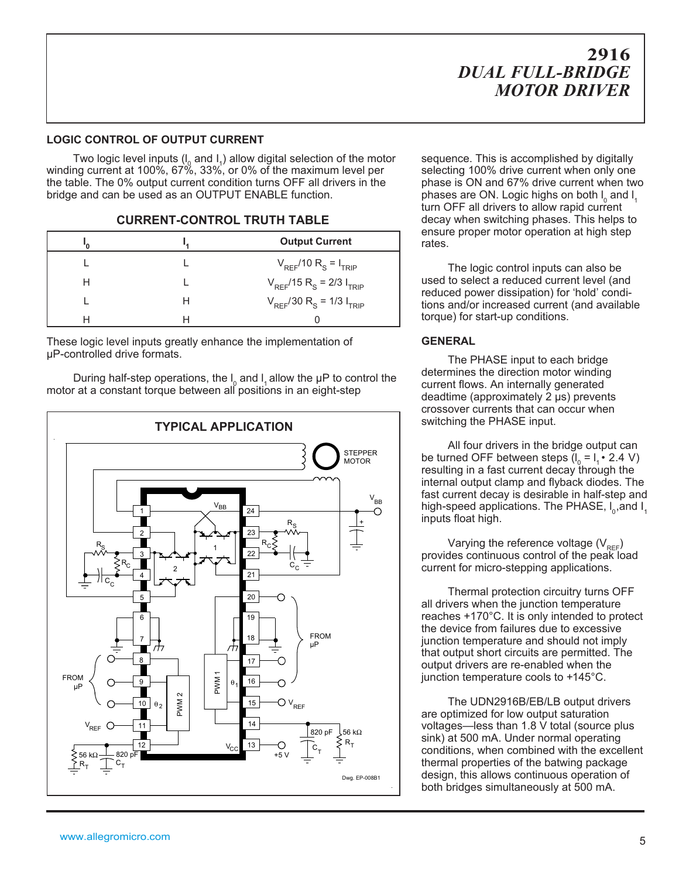# 2916
## *DUAL FULL-BRIDGE MOTOR DRIVER*

### LOGIC CONTROL OF OUTPUT CURRENT

Two logic level inputs ($I_0$ and $I_1$) allow digital selection of the motor winding current at 100%, 67%, 33%, or 0% of the maximum level per the table. The 0% output current condition turns OFF all drivers in the bridge and can be used as an OUTPUT ENABLE function.

**CURRENT-CONTROL TRUTH TABLE**

| $I_0$ | $I_1$ | Output Current |
|---|---|---|
| L | L | $V_{REF}/10\ R_S = I_{TRIP}$ |
| H | L | $V_{REF}/15\ R_S = 2/3\ I_{TRIP}$ |
| L | H | $V_{REF}/30\ R_S = 1/3\ I_{TRIP}$ |
| H | H | 0 |

These logic level inputs greatly enhance the implementation of µP-controlled drive formats.

During half-step operations, the $I_0$ and $I_1$ allow the µP to control the motor at a constant torque between all positions in an eight-step sequence. This is accomplished by digitally selecting 100% drive current when only one phase is ON and 67% drive current when two phases are ON. Logic highs on both $I_0$ and $I_1$ turn OFF all drivers to allow rapid current decay when switching phases. This helps to ensure proper motor operation at high step rates.

The logic control inputs can also be used to select a reduced current level (and reduced power dissipation) for 'hold' conditions and/or increased current (and available torque) for start-up conditions.

**TYPICAL APPLICATION**

Dwg. EP-008B1

### GENERAL

The PHASE input to each bridge determines the direction motor winding current flows. An internally generated deadtime (approximately 2 µs) prevents crossover currents that can occur when switching the PHASE input.

All four drivers in the bridge output can be turned OFF between steps ($I_0 = I_1 \geq 2.4$ V) resulting in a fast current decay through the internal output clamp and flyback diodes. The fast current decay is desirable in half-step and high-speed applications. The PHASE, $I_0$, and $I_1$ inputs float high.

Varying the reference voltage ($V_{REF}$) provides continuous control of the peak load current for micro-stepping applications.

Thermal protection circuitry turns OFF all drivers when the junction temperature reaches +170°C. It is only intended to protect the device from failures due to excessive junction temperature and should not imply that output short circuits are permitted. The output drivers are re-enabled when the junction temperature cools to +145°C.

The UDN2916B/EB/LB output drivers are optimized for low output saturation voltages—less than 1.8 V total (source plus sink) at 500 mA. Under normal operating conditions, when combined with the excellent thermal properties of the batwing package design, this allows continuous operation of both bridges simultaneously at 500 mA.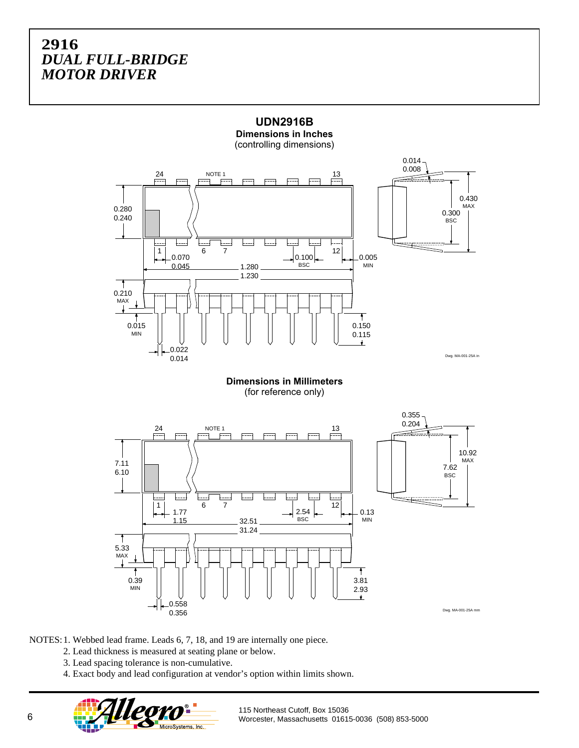**UDN2916B**

**Dimensions in Inches**
(controlling dimensions)

24 NOTE 1 13

0.014
0.008

0.430
MAX

0.300
BSC

0.280
0.240

1 6 7 12

0.070
0.045

0.100
BSC

0.005
MIN

1.280
1.230

0.210
MAX

0.015
MIN

0.150
0.115

0.022
0.014

Dwg. MA-001-25A in

**Dimensions in Millimeters**
(for reference only)

24 NOTE 1 13

0.355
0.204

10.92
MAX

7.62
BSC

7.11
6.10

1 6 7 12

1.77
1.15

2.54
BSC

0.13
MIN

32.51
31.24

5.33
MAX

0.39
MIN

3.81
2.93

0.558
0.356

Dwg. MA-001-25A mm

NOTES:
1. Webbed lead frame. Leads 6, 7, 18, and 19 are internally one piece.
2. Lead thickness is measured at seating plane or below.
3. Lead spacing tolerance is non-cumulative.
4. Exact body and lead configuration at vendor's option within limits shown.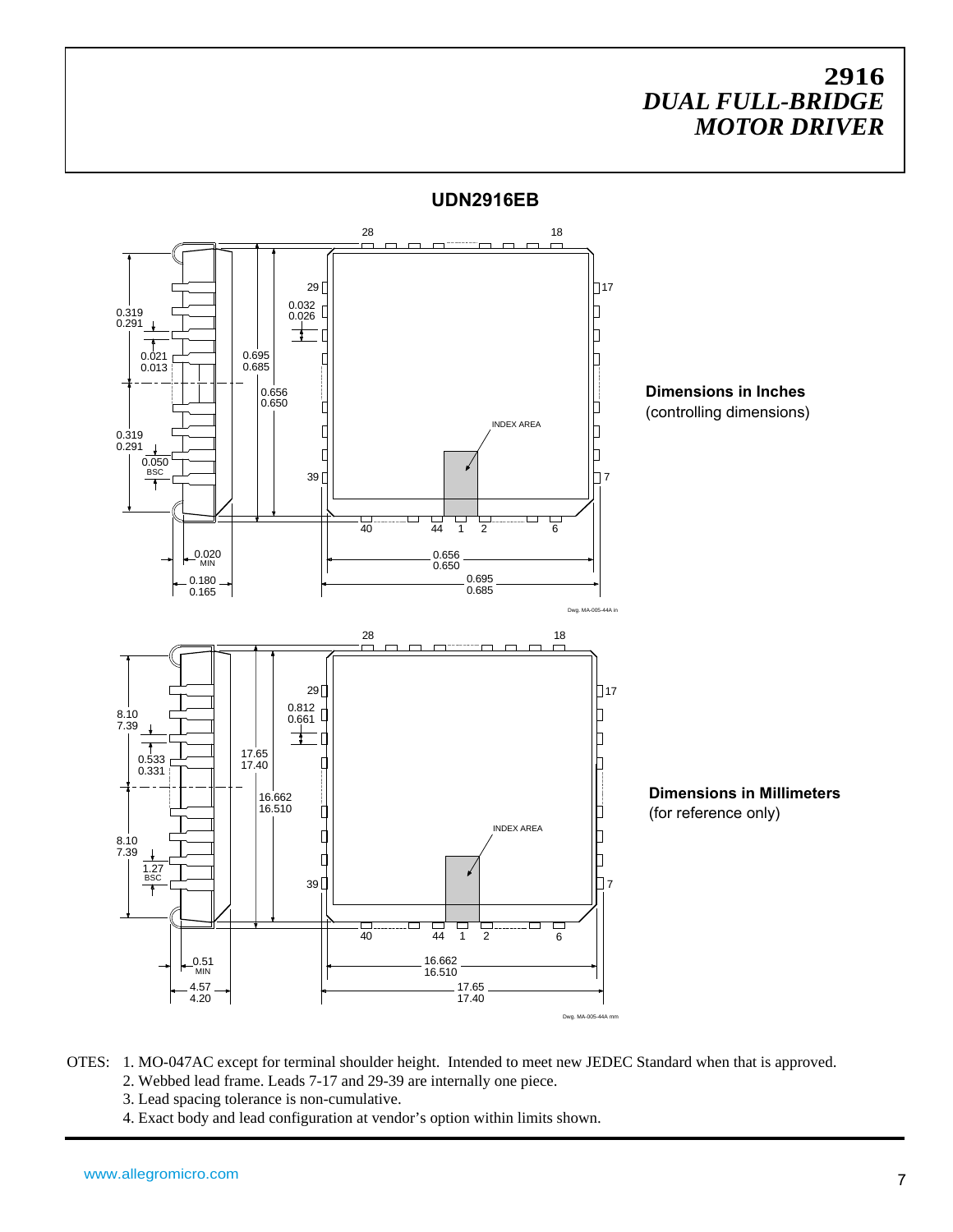# 2916
## *DUAL FULL-BRIDGE MOTOR DRIVER*

### UDN2916EB

**Dimensions in Inches**
(controlling dimensions)

Dwg. MA-005-44A in

**Dimensions in Millimeters**
(for reference only)

Dwg. MA-005-44A mm

OTES: 1. MO-047AC except for terminal shoulder height. Intended to meet new JEDEC Standard when that is approved.
2. Webbed lead frame. Leads 7-17 and 29-39 are internally one piece.
3. Lead spacing tolerance is non-cumulative.
4. Exact body and lead configuration at vendor's option within limits shown.

www.allegromicro.com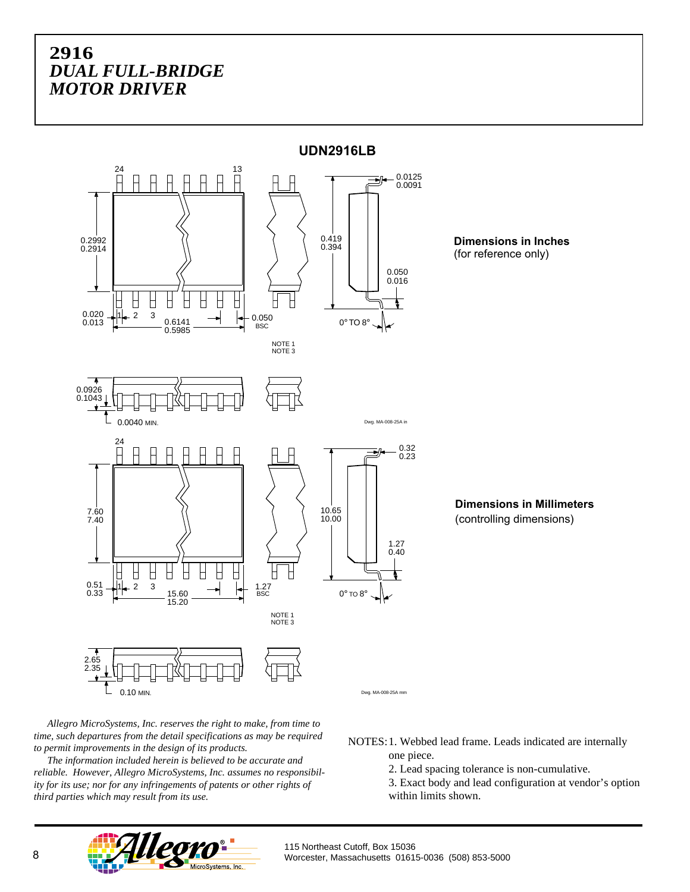# 2916
## *DUAL FULL-BRIDGE MOTOR DRIVER*

### UDN2916LB

24
13
0.0125
0.0091
0.2992
0.2914
0.419
0.394
0.050
0.016
0.020
0.013
1 2 3
0.6141
0.5985
0.050
BSC
0° TO 8°
NOTE 1
NOTE 3
0.0926
0.1043
0.0040 MIN.
Dwg. MA-008-25A in

**Dimensions in Inches**
(for reference only)

24
0.32
0.23
7.60
7.40
10.65
10.00
1.27
0.40
0.51
0.33
1 2 3
15.60
15.20
1.27
BSC
0° TO 8°
NOTE 1
NOTE 3
2.65
2.35
0.10 MIN.
Dwg. MA-008-25A mm

**Dimensions in Millimeters**
(controlling dimensions)

NOTES: 1. Webbed lead frame. Leads indicated are internally one piece.
2. Lead spacing tolerance is non-cumulative.
3. Exact body and lead configuration at vendor's option within limits shown.

*Allegro MicroSystems, Inc. reserves the right to make, from time to time, such departures from the detail specifications as may be required to permit improvements in the design of its products.*

*The information included herein is believed to be accurate and reliable. However, Allegro MicroSystems, Inc. assumes no responsibility for its use; nor for any infringements of patents or other rights of third parties which may result from its use.*

Allegro® MicroSystems, Inc.

115 Northeast Cutoff, Box 15036
Worcester, Massachusetts 01615-0036 (508) 853-5000